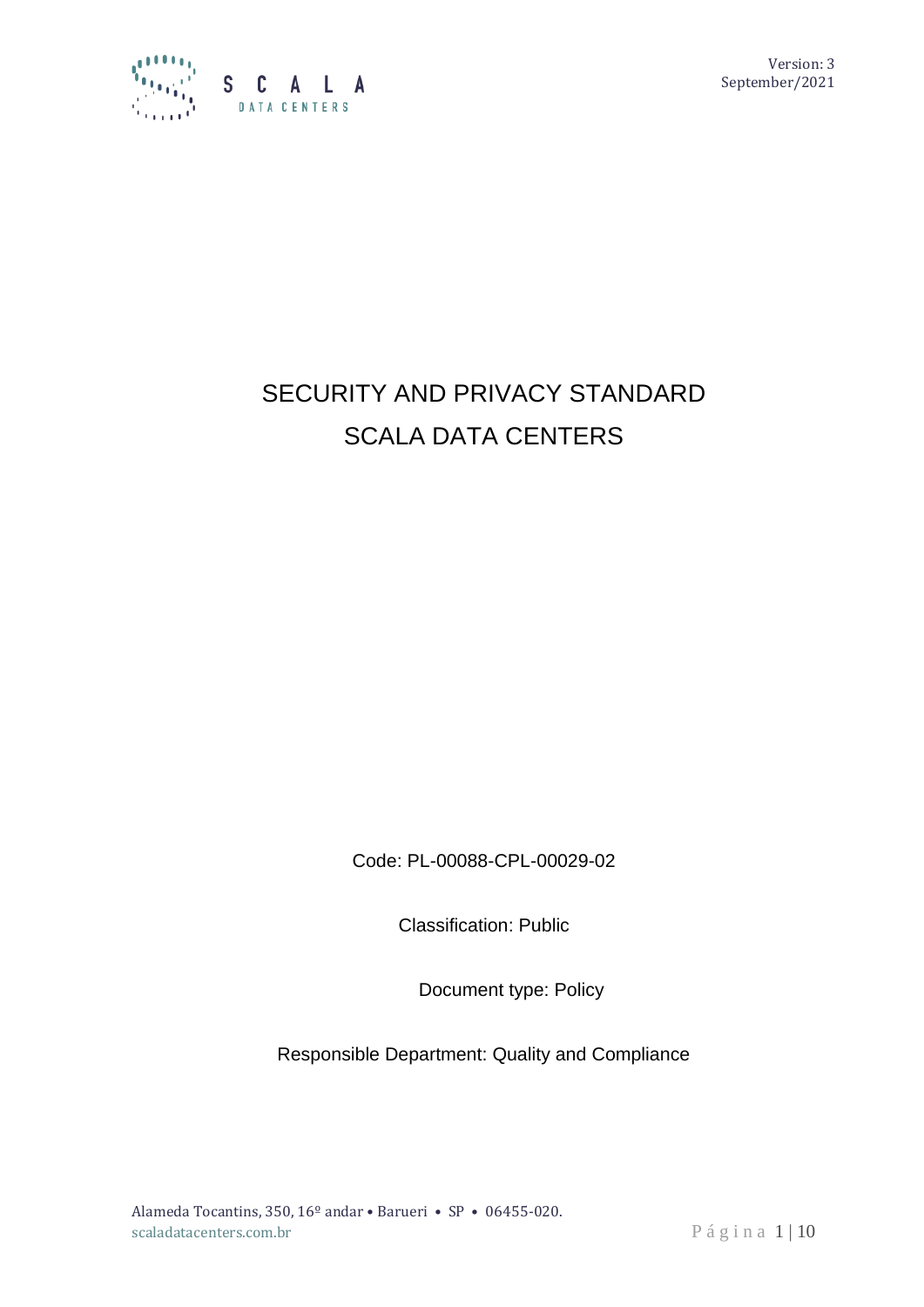Version: 3
September/2021

# SECURITY AND PRIVACY STANDARD
# SCALA DATA CENTERS

Code: PL-00088-CPL-00029-02

Classification: Public

Document type: Policy

Responsible Department: Quality and Compliance

Alameda Tocantins, 350, 16º andar • Barueri • SP • 06455-020.
scaladatacenters.com.br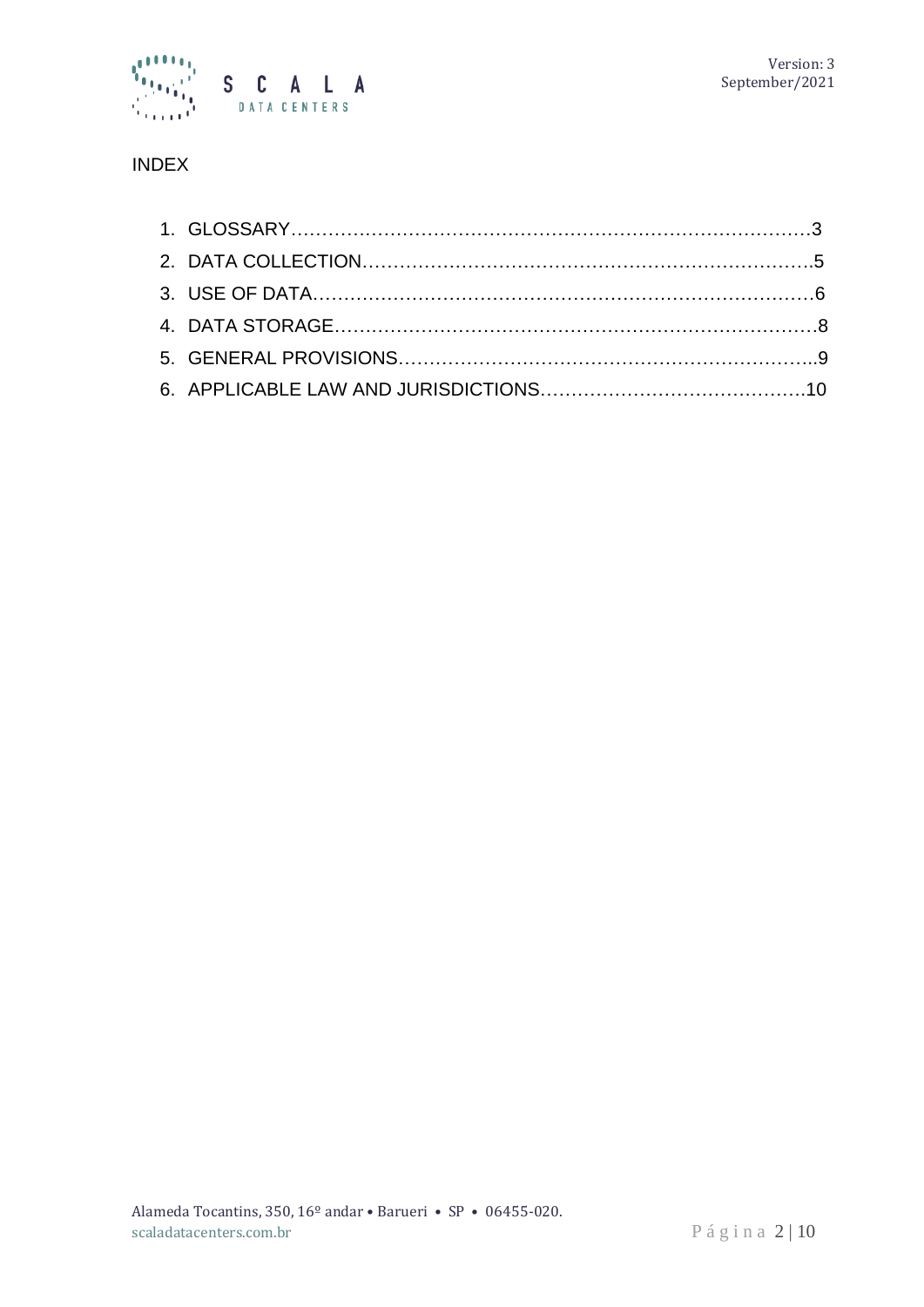INDEX

1. GLOSSARY……………………………………………………………………………3
2. DATA COLLECTION………………………………………………………………5
3. USE OF DATA………………………………………………………………………6
4. DATA STORAGE……………………………………………………………………8
5. GENERAL PROVISIONS…………………………………………………………..9
6. APPLICABLE LAW AND JURISDICTIONS……………………………………10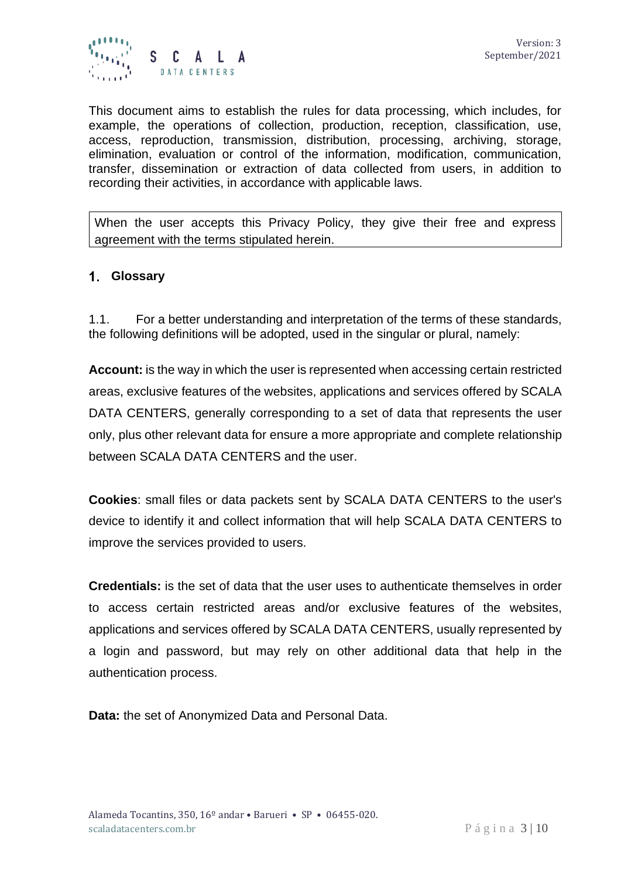This document aims to establish the rules for data processing, which includes, for example, the operations of collection, production, reception, classification, use, access, reproduction, transmission, distribution, processing, archiving, storage, elimination, evaluation or control of the information, modification, communication, transfer, dissemination or extraction of data collected from users, in addition to recording their activities, in accordance with applicable laws.

| When the user accepts this Privacy Policy, they give their free and express agreement with the terms stipulated herein. |
| --- |

## 1. Glossary

1.1. For a better understanding and interpretation of the terms of these standards, the following definitions will be adopted, used in the singular or plural, namely:

**Account:** is the way in which the user is represented when accessing certain restricted areas, exclusive features of the websites, applications and services offered by SCALA DATA CENTERS, generally corresponding to a set of data that represents the user only, plus other relevant data for ensure a more appropriate and complete relationship between SCALA DATA CENTERS and the user.

**Cookies**: small files or data packets sent by SCALA DATA CENTERS to the user's device to identify it and collect information that will help SCALA DATA CENTERS to improve the services provided to users.

**Credentials:** is the set of data that the user uses to authenticate themselves in order to access certain restricted areas and/or exclusive features of the websites, applications and services offered by SCALA DATA CENTERS, usually represented by a login and password, but may rely on other additional data that help in the authentication process.

**Data:** the set of Anonymized Data and Personal Data.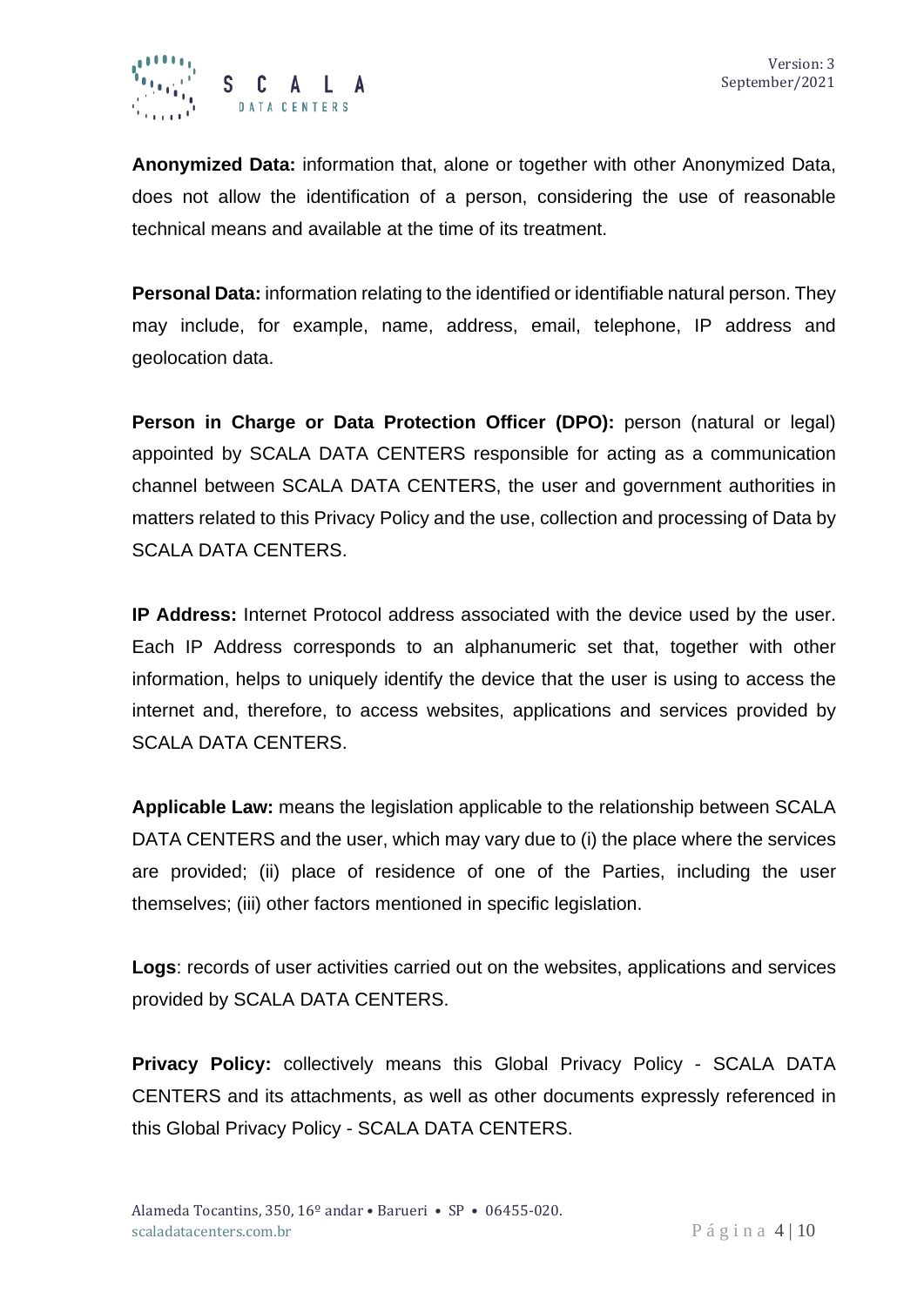**Anonymized Data:** information that, alone or together with other Anonymized Data, does not allow the identification of a person, considering the use of reasonable technical means and available at the time of its treatment.

**Personal Data:** information relating to the identified or identifiable natural person. They may include, for example, name, address, email, telephone, IP address and geolocation data.

**Person in Charge or Data Protection Officer (DPO):** person (natural or legal) appointed by SCALA DATA CENTERS responsible for acting as a communication channel between SCALA DATA CENTERS, the user and government authorities in matters related to this Privacy Policy and the use, collection and processing of Data by SCALA DATA CENTERS.

**IP Address:** Internet Protocol address associated with the device used by the user. Each IP Address corresponds to an alphanumeric set that, together with other information, helps to uniquely identify the device that the user is using to access the internet and, therefore, to access websites, applications and services provided by SCALA DATA CENTERS.

**Applicable Law:** means the legislation applicable to the relationship between SCALA DATA CENTERS and the user, which may vary due to (i) the place where the services are provided; (ii) place of residence of one of the Parties, including the user themselves; (iii) other factors mentioned in specific legislation.

**Logs**: records of user activities carried out on the websites, applications and services provided by SCALA DATA CENTERS.

**Privacy Policy:** collectively means this Global Privacy Policy - SCALA DATA CENTERS and its attachments, as well as other documents expressly referenced in this Global Privacy Policy - SCALA DATA CENTERS.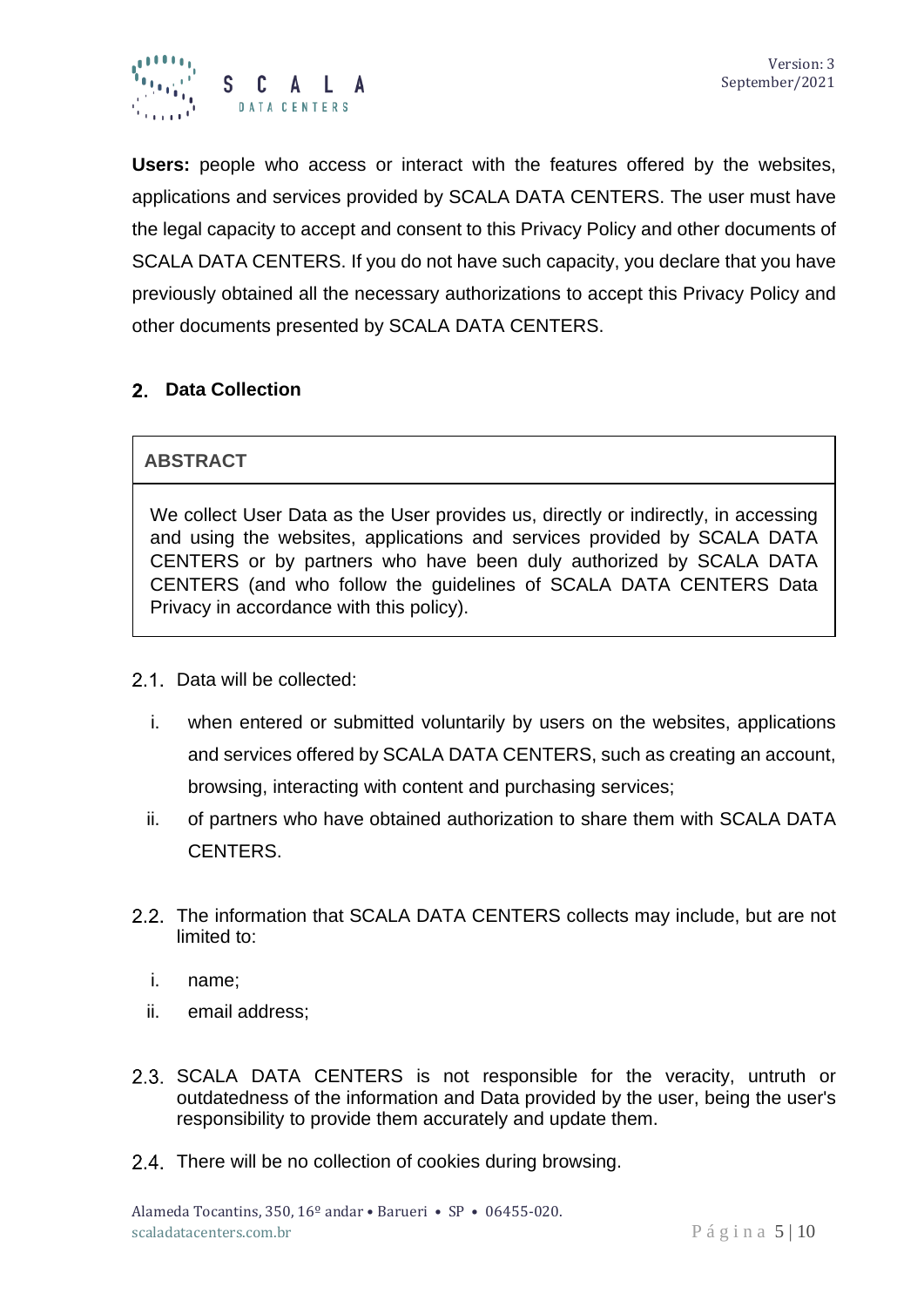**Users:** people who access or interact with the features offered by the websites, applications and services provided by SCALA DATA CENTERS. The user must have the legal capacity to accept and consent to this Privacy Policy and other documents of SCALA DATA CENTERS. If you do not have such capacity, you declare that you have previously obtained all the necessary authorizations to accept this Privacy Policy and other documents presented by SCALA DATA CENTERS.

## 2. Data Collection

| ABSTRACT |
| --- |
| We collect User Data as the User provides us, directly or indirectly, in accessing and using the websites, applications and services provided by SCALA DATA CENTERS or by partners who have been duly authorized by SCALA DATA CENTERS (and who follow the guidelines of SCALA DATA CENTERS Data Privacy in accordance with this policy). |

2.1. Data will be collected:

i. when entered or submitted voluntarily by users on the websites, applications and services offered by SCALA DATA CENTERS, such as creating an account, browsing, interacting with content and purchasing services;

ii. of partners who have obtained authorization to share them with SCALA DATA CENTERS.

2.2. The information that SCALA DATA CENTERS collects may include, but are not limited to:

i. name;

ii. email address;

2.3. SCALA DATA CENTERS is not responsible for the veracity, untruth or outdatedness of the information and Data provided by the user, being the user's responsibility to provide them accurately and update them.

2.4. There will be no collection of cookies during browsing.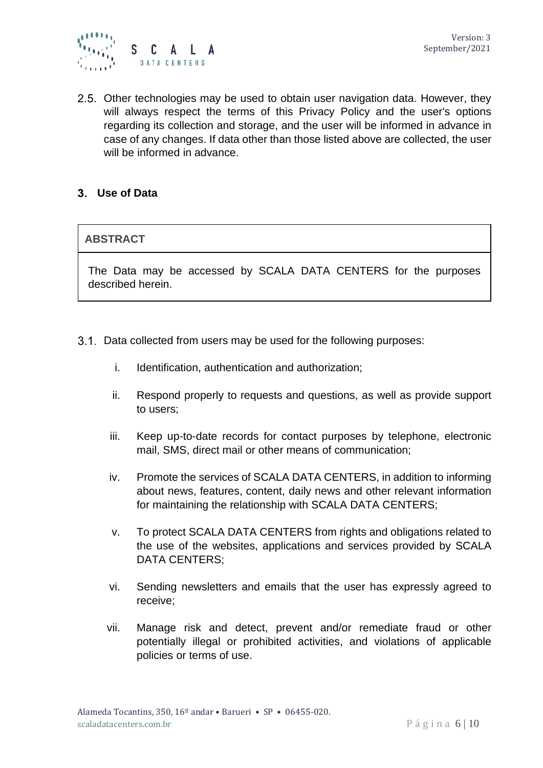2.5. Other technologies may be used to obtain user navigation data. However, they will always respect the terms of this Privacy Policy and the user's options regarding its collection and storage, and the user will be informed in advance in case of any changes. If data other than those listed above are collected, the user will be informed in advance.

## 3. Use of Data

| **ABSTRACT** |
| --- |
| The Data may be accessed by SCALA DATA CENTERS for the purposes described herein. |

3.1. Data collected from users may be used for the following purposes:

i. Identification, authentication and authorization;

ii. Respond properly to requests and questions, as well as provide support to users;

iii. Keep up-to-date records for contact purposes by telephone, electronic mail, SMS, direct mail or other means of communication;

iv. Promote the services of SCALA DATA CENTERS, in addition to informing about news, features, content, daily news and other relevant information for maintaining the relationship with SCALA DATA CENTERS;

v. To protect SCALA DATA CENTERS from rights and obligations related to the use of the websites, applications and services provided by SCALA DATA CENTERS;

vi. Sending newsletters and emails that the user has expressly agreed to receive;

vii. Manage risk and detect, prevent and/or remediate fraud or other potentially illegal or prohibited activities, and violations of applicable policies or terms of use.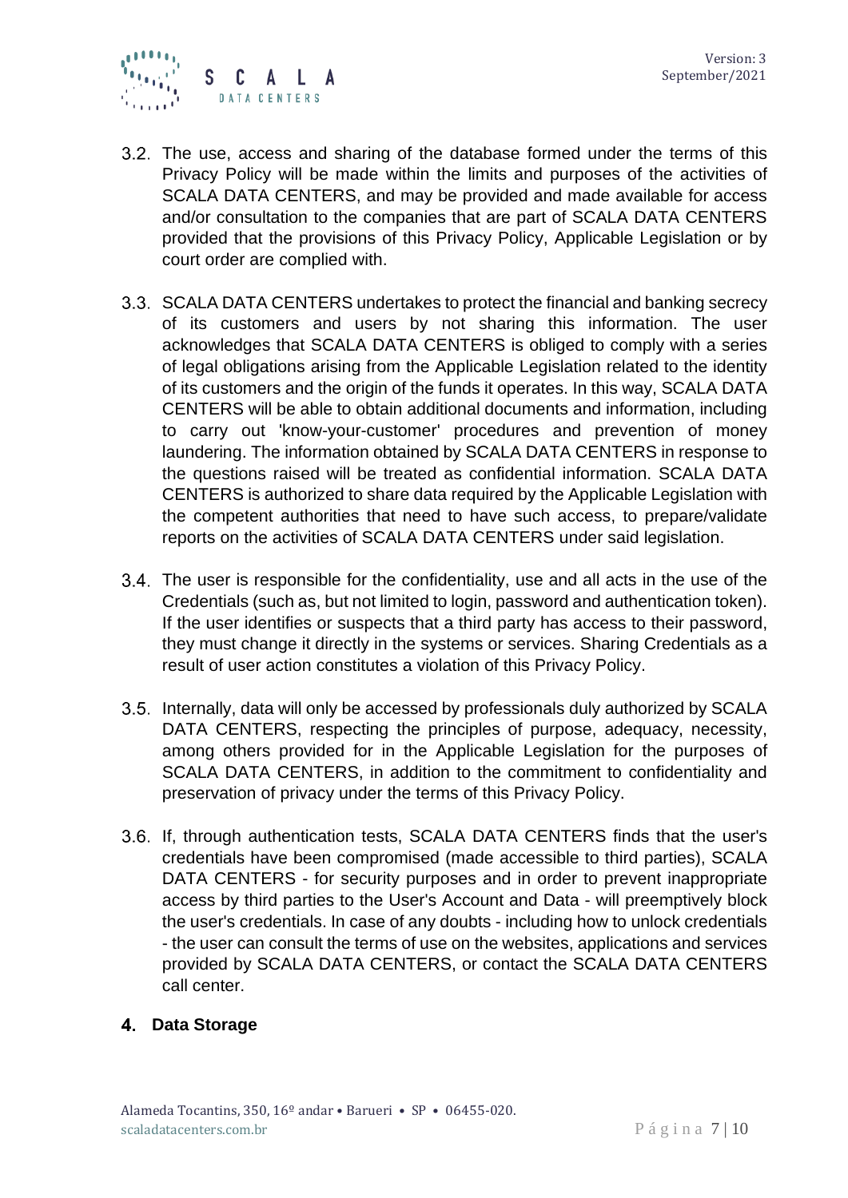3.2. The use, access and sharing of the database formed under the terms of this Privacy Policy will be made within the limits and purposes of the activities of SCALA DATA CENTERS, and may be provided and made available for access and/or consultation to the companies that are part of SCALA DATA CENTERS provided that the provisions of this Privacy Policy, Applicable Legislation or by court order are complied with.

3.3. SCALA DATA CENTERS undertakes to protect the financial and banking secrecy of its customers and users by not sharing this information. The user acknowledges that SCALA DATA CENTERS is obliged to comply with a series of legal obligations arising from the Applicable Legislation related to the identity of its customers and the origin of the funds it operates. In this way, SCALA DATA CENTERS will be able to obtain additional documents and information, including to carry out 'know-your-customer' procedures and prevention of money laundering. The information obtained by SCALA DATA CENTERS in response to the questions raised will be treated as confidential information. SCALA DATA CENTERS is authorized to share data required by the Applicable Legislation with the competent authorities that need to have such access, to prepare/validate reports on the activities of SCALA DATA CENTERS under said legislation.

3.4. The user is responsible for the confidentiality, use and all acts in the use of the Credentials (such as, but not limited to login, password and authentication token). If the user identifies or suspects that a third party has access to their password, they must change it directly in the systems or services. Sharing Credentials as a result of user action constitutes a violation of this Privacy Policy.

3.5. Internally, data will only be accessed by professionals duly authorized by SCALA DATA CENTERS, respecting the principles of purpose, adequacy, necessity, among others provided for in the Applicable Legislation for the purposes of SCALA DATA CENTERS, in addition to the commitment to confidentiality and preservation of privacy under the terms of this Privacy Policy.

3.6. If, through authentication tests, SCALA DATA CENTERS finds that the user's credentials have been compromised (made accessible to third parties), SCALA DATA CENTERS - for security purposes and in order to prevent inappropriate access by third parties to the User's Account and Data - will preemptively block the user's credentials. In case of any doubts - including how to unlock credentials - the user can consult the terms of use on the websites, applications and services provided by SCALA DATA CENTERS, or contact the SCALA DATA CENTERS call center.

## 4. Data Storage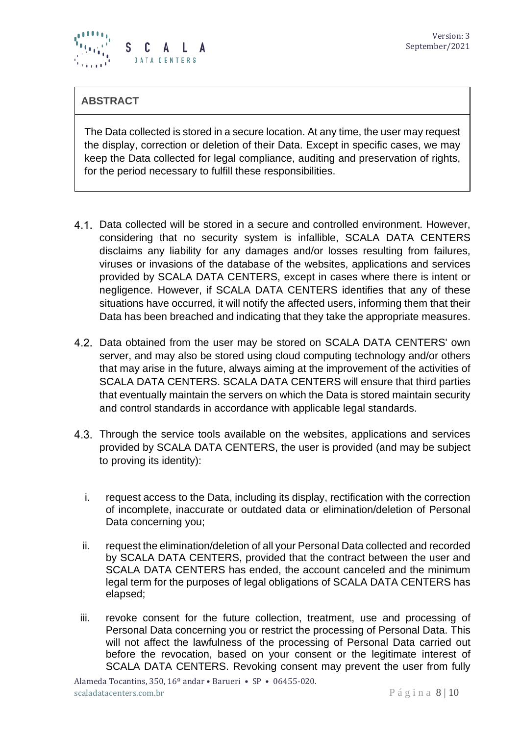**ABSTRACT**

The Data collected is stored in a secure location. At any time, the user may request the display, correction or deletion of their Data. Except in specific cases, we may keep the Data collected for legal compliance, auditing and preservation of rights, for the period necessary to fulfill these responsibilities.

4.1. Data collected will be stored in a secure and controlled environment. However, considering that no security system is infallible, SCALA DATA CENTERS disclaims any liability for any damages and/or losses resulting from failures, viruses or invasions of the database of the websites, applications and services provided by SCALA DATA CENTERS, except in cases where there is intent or negligence. However, if SCALA DATA CENTERS identifies that any of these situations have occurred, it will notify the affected users, informing them that their Data has been breached and indicating that they take the appropriate measures.

4.2. Data obtained from the user may be stored on SCALA DATA CENTERS' own server, and may also be stored using cloud computing technology and/or others that may arise in the future, always aiming at the improvement of the activities of SCALA DATA CENTERS. SCALA DATA CENTERS will ensure that third parties that eventually maintain the servers on which the Data is stored maintain security and control standards in accordance with applicable legal standards.

4.3. Through the service tools available on the websites, applications and services provided by SCALA DATA CENTERS, the user is provided (and may be subject to proving its identity):

i. request access to the Data, including its display, rectification with the correction of incomplete, inaccurate or outdated data or elimination/deletion of Personal Data concerning you;

ii. request the elimination/deletion of all your Personal Data collected and recorded by SCALA DATA CENTERS, provided that the contract between the user and SCALA DATA CENTERS has ended, the account canceled and the minimum legal term for the purposes of legal obligations of SCALA DATA CENTERS has elapsed;

iii. revoke consent for the future collection, treatment, use and processing of Personal Data concerning you or restrict the processing of Personal Data. This will not affect the lawfulness of the processing of Personal Data carried out before the revocation, based on your consent or the legitimate interest of SCALA DATA CENTERS. Revoking consent may prevent the user from fully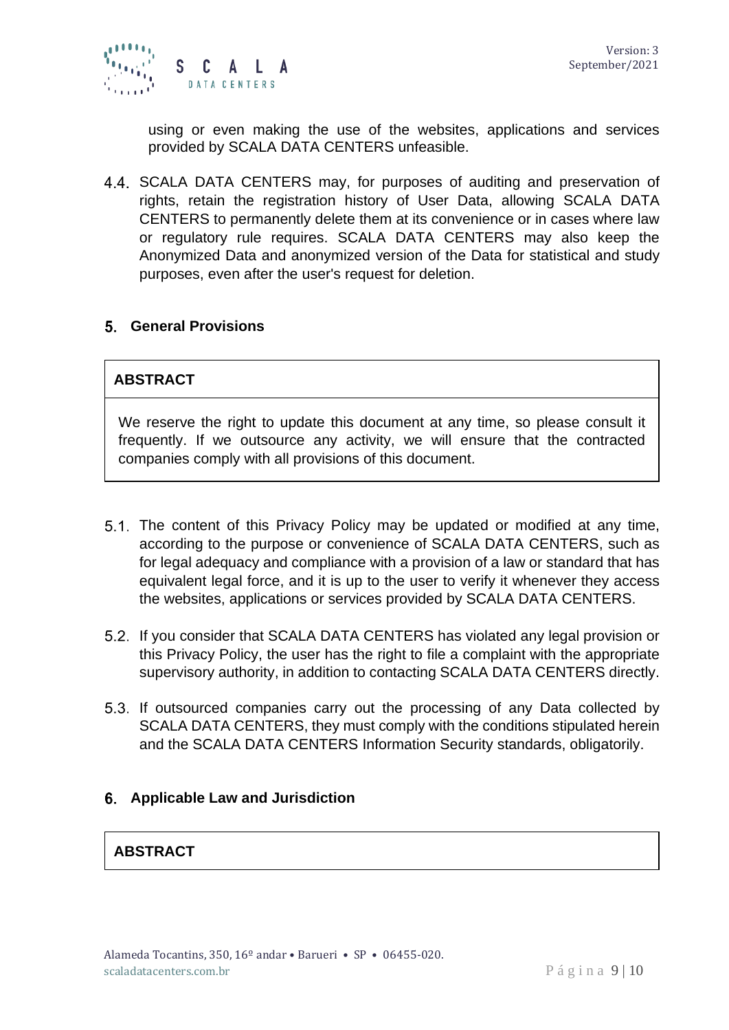using or even making the use of the websites, applications and services provided by SCALA DATA CENTERS unfeasible.

4.4. SCALA DATA CENTERS may, for purposes of auditing and preservation of rights, retain the registration history of User Data, allowing SCALA DATA CENTERS to permanently delete them at its convenience or in cases where law or regulatory rule requires. SCALA DATA CENTERS may also keep the Anonymized Data and anonymized version of the Data for statistical and study purposes, even after the user's request for deletion.

## 5. General Provisions

| **ABSTRACT** |
| --- |
| We reserve the right to update this document at any time, so please consult it frequently. If we outsource any activity, we will ensure that the contracted companies comply with all provisions of this document. |

5.1. The content of this Privacy Policy may be updated or modified at any time, according to the purpose or convenience of SCALA DATA CENTERS, such as for legal adequacy and compliance with a provision of a law or standard that has equivalent legal force, and it is up to the user to verify it whenever they access the websites, applications or services provided by SCALA DATA CENTERS.

5.2. If you consider that SCALA DATA CENTERS has violated any legal provision or this Privacy Policy, the user has the right to file a complaint with the appropriate supervisory authority, in addition to contacting SCALA DATA CENTERS directly.

5.3. If outsourced companies carry out the processing of any Data collected by SCALA DATA CENTERS, they must comply with the conditions stipulated herein and the SCALA DATA CENTERS Information Security standards, obligatorily.

## 6. Applicable Law and Jurisdiction

| **ABSTRACT** |
| --- |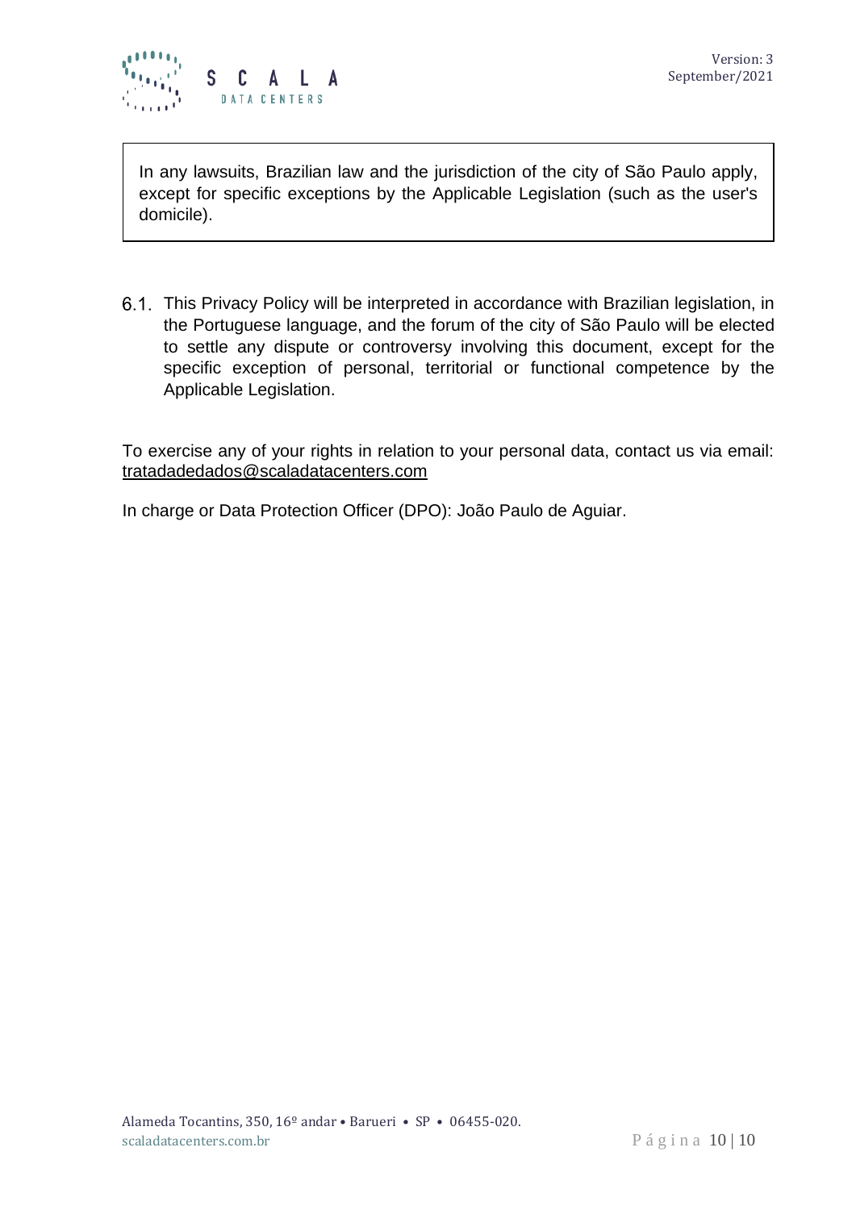> In any lawsuits, Brazilian law and the jurisdiction of the city of São Paulo apply, except for specific exceptions by the Applicable Legislation (such as the user's domicile).

6.1. This Privacy Policy will be interpreted in accordance with Brazilian legislation, in the Portuguese language, and the forum of the city of São Paulo will be elected to settle any dispute or controversy involving this document, except for the specific exception of personal, territorial or functional competence by the Applicable Legislation.

To exercise any of your rights in relation to your personal data, contact us via email: tratadadedados@scaladatacenters.com

In charge or Data Protection Officer (DPO): João Paulo de Aguiar.